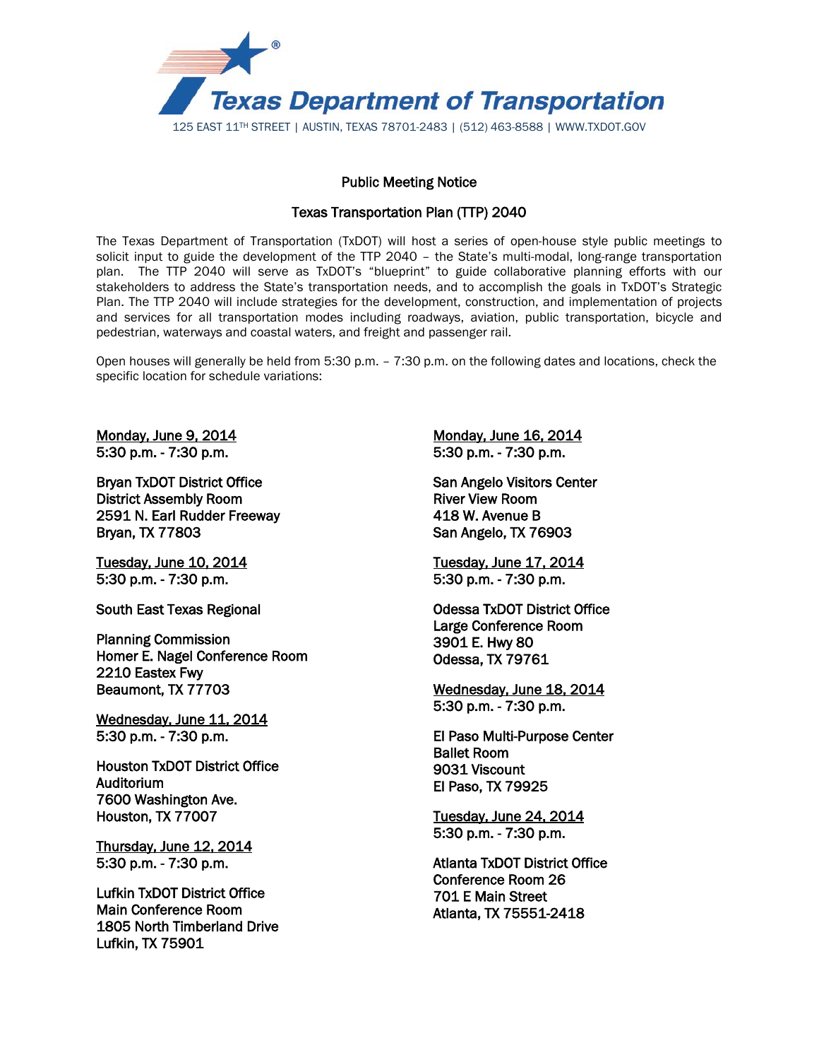Texas Department of Transportation

125 EAST 11TH STREET | AUSTIN, TEXAS 78701-2483 | (512) 463-8588 | WWW.TXDOT.GOV

## Public Meeting Notice

## Texas Transportation Plan (TTP) 2040

The Texas Department of Transportation (TxDOT) will host a series of open-house style public meetings to solicit input to guide the development of the TTP 2040 – the State's multi-modal, long-range transportation plan. The TTP 2040 will serve as TxDOT's "blueprint" to guide collaborative planning efforts with our stakeholders to address the State's transportation needs, and to accomplish the goals in TxDOT's Strategic Plan. The TTP 2040 will include strategies for the development, construction, and implementation of projects and services for all transportation modes including roadways, aviation, public transportation, bicycle and pedestrian, waterways and coastal waters, and freight and passenger rail.

Open houses will generally be held from 5:30 p.m. – 7:30 p.m. on the following dates and locations, check the specific location for schedule variations:

**Monday, June 9, 2014**
**5:30 p.m. - 7:30 p.m.**

Bryan TxDOT District Office
District Assembly Room
2591 N. Earl Rudder Freeway
Bryan, TX 77803

**Tuesday, June 10, 2014**
**5:30 p.m. - 7:30 p.m.**

South East Texas Regional

Planning Commission
Homer E. Nagel Conference Room
2210 Eastex Fwy
Beaumont, TX 77703

**Wednesday, June 11, 2014**
**5:30 p.m. - 7:30 p.m.**

Houston TxDOT District Office
Auditorium
7600 Washington Ave.
Houston, TX 77007

**Thursday, June 12, 2014**
**5:30 p.m. - 7:30 p.m.**

Lufkin TxDOT District Office
Main Conference Room
1805 North Timberland Drive
Lufkin, TX 75901

**Monday, June 16, 2014**
**5:30 p.m. - 7:30 p.m.**

San Angelo Visitors Center
River View Room
418 W. Avenue B
San Angelo, TX 76903

**Tuesday, June 17, 2014**
**5:30 p.m. - 7:30 p.m.**

Odessa TxDOT District Office
Large Conference Room
3901 E. Hwy 80
Odessa, TX 79761

**Wednesday, June 18, 2014**
**5:30 p.m. - 7:30 p.m.**

El Paso Multi-Purpose Center
Ballet Room
9031 Viscount
El Paso, TX 79925

**Tuesday, June 24, 2014**
**5:30 p.m. - 7:30 p.m.**

Atlanta TxDOT District Office
Conference Room 26
701 E Main Street
Atlanta, TX 75551-2418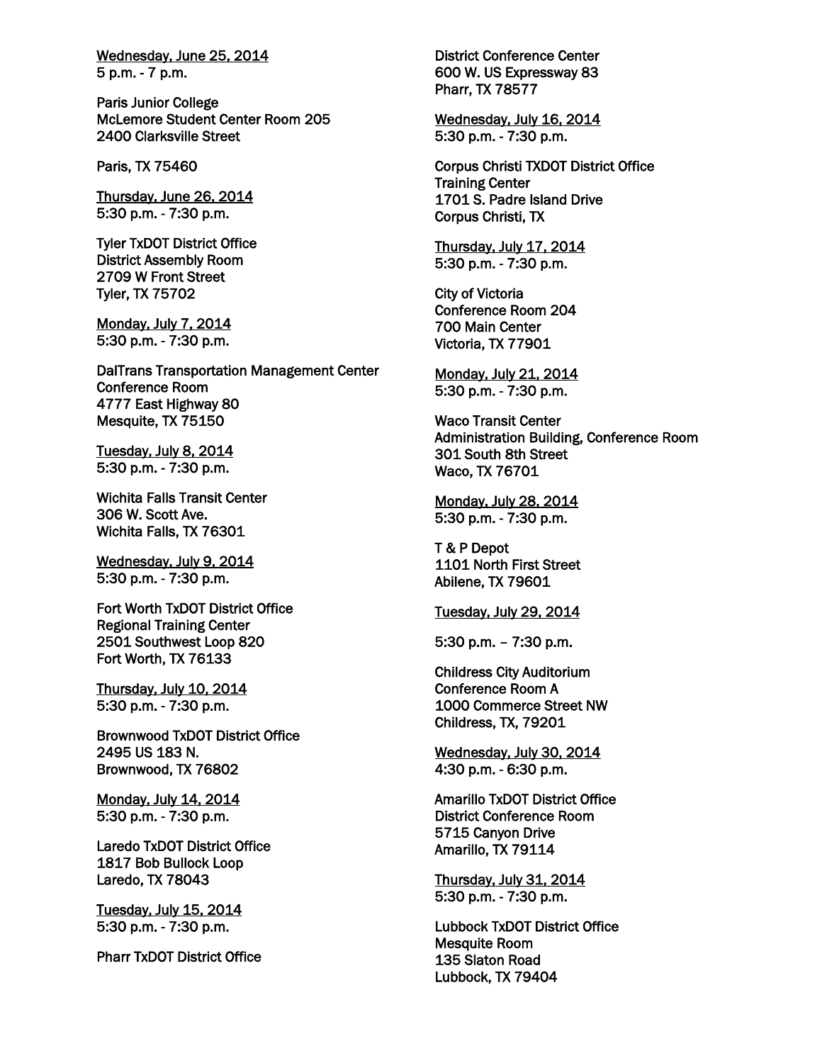<u>Wednesday, June 25, 2014</u>
5 p.m. - 7 p.m.

Paris Junior College
McLemore Student Center Room 205
2400 Clarksville Street

Paris, TX 75460

<u>Thursday, June 26, 2014</u>
5:30 p.m. - 7:30 p.m.

Tyler TxDOT District Office
District Assembly Room
2709 W Front Street
Tyler, TX 75702

<u>Monday, July 7, 2014</u>
5:30 p.m. - 7:30 p.m.

DalTrans Transportation Management Center
Conference Room
4777 East Highway 80
Mesquite, TX 75150

<u>Tuesday, July 8, 2014</u>
5:30 p.m. - 7:30 p.m.

Wichita Falls Transit Center
306 W. Scott Ave.
Wichita Falls, TX 76301

<u>Wednesday, July 9, 2014</u>
5:30 p.m. - 7:30 p.m.

Fort Worth TxDOT District Office
Regional Training Center
2501 Southwest Loop 820
Fort Worth, TX 76133

<u>Thursday, July 10, 2014</u>
5:30 p.m. - 7:30 p.m.

Brownwood TxDOT District Office
2495 US 183 N.
Brownwood, TX 76802

<u>Monday, July 14, 2014</u>
5:30 p.m. - 7:30 p.m.

Laredo TxDOT District Office
1817 Bob Bullock Loop
Laredo, TX 78043

<u>Tuesday, July 15, 2014</u>
5:30 p.m. - 7:30 p.m.

Pharr TxDOT District Office
District Conference Center
600 W. US Expressway 83
Pharr, TX 78577

<u>Wednesday, July 16, 2014</u>
5:30 p.m. - 7:30 p.m.

Corpus Christi TXDOT District Office
Training Center
1701 S. Padre Island Drive
Corpus Christi, TX

<u>Thursday, July 17, 2014</u>
5:30 p.m. - 7:30 p.m.

City of Victoria
Conference Room 204
700 Main Center
Victoria, TX 77901

<u>Monday, July 21, 2014</u>
5:30 p.m. - 7:30 p.m.

Waco Transit Center
Administration Building, Conference Room
301 South 8th Street
Waco, TX 76701

<u>Monday, July 28, 2014</u>
5:30 p.m. - 7:30 p.m.

T & P Depot
1101 North First Street
Abilene, TX 79601

<u>Tuesday, July 29, 2014</u>

5:30 p.m. – 7:30 p.m.

Childress City Auditorium
Conference Room A
1000 Commerce Street NW
Childress, TX, 79201

<u>Wednesday, July 30, 2014</u>
4:30 p.m. - 6:30 p.m.

Amarillo TxDOT District Office
District Conference Room
5715 Canyon Drive
Amarillo, TX 79114

<u>Thursday, July 31, 2014</u>
5:30 p.m. - 7:30 p.m.

Lubbock TxDOT District Office
Mesquite Room
135 Slaton Road
Lubbock, TX 79404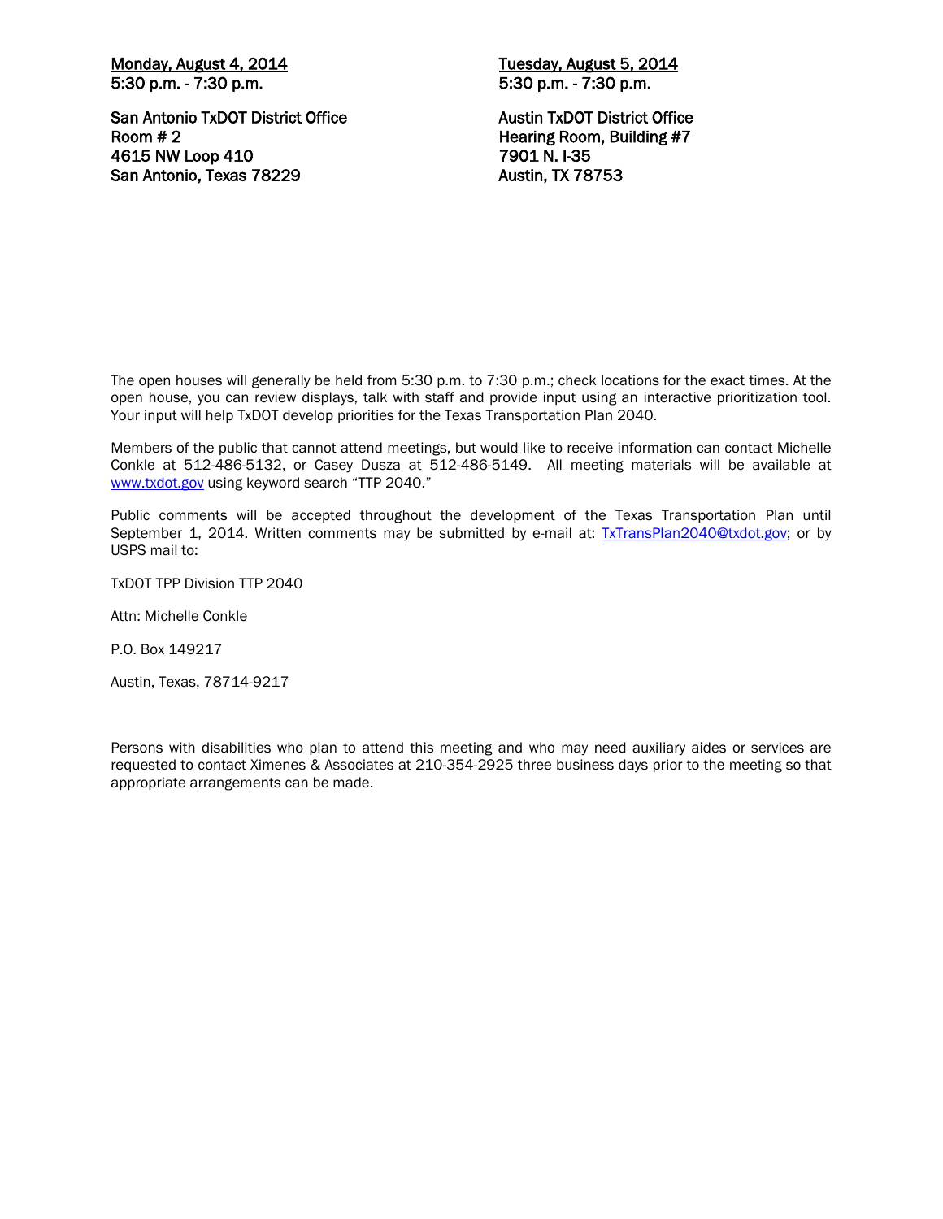**<u>Monday, August 4, 2014</u>**
**5:30 p.m. - 7:30 p.m.**

**San Antonio TxDOT District Office**
**Room # 2**
**4615 NW Loop 410**
**San Antonio, Texas 78229**

**<u>Tuesday, August 5, 2014</u>**
**5:30 p.m. - 7:30 p.m.**

**Austin TxDOT District Office**
**Hearing Room, Building #7**
**7901 N. I-35**
**Austin, TX 78753**

The open houses will generally be held from 5:30 p.m. to 7:30 p.m.; check locations for the exact times. At the open house, you can review displays, talk with staff and provide input using an interactive prioritization tool. Your input will help TxDOT develop priorities for the Texas Transportation Plan 2040.

Members of the public that cannot attend meetings, but would like to receive information can contact Michelle Conkle at 512-486-5132, or Casey Dusza at 512-486-5149. All meeting materials will be available at www.txdot.gov using keyword search "TTP 2040."

Public comments will be accepted throughout the development of the Texas Transportation Plan until September 1, 2014. Written comments may be submitted by e-mail at: TxTransPlan2040@txdot.gov; or by USPS mail to:

TxDOT TPP Division TTP 2040

Attn: Michelle Conkle

P.O. Box 149217

Austin, Texas, 78714-9217

Persons with disabilities who plan to attend this meeting and who may need auxiliary aides or services are requested to contact Ximenes & Associates at 210-354-2925 three business days prior to the meeting so that appropriate arrangements can be made.